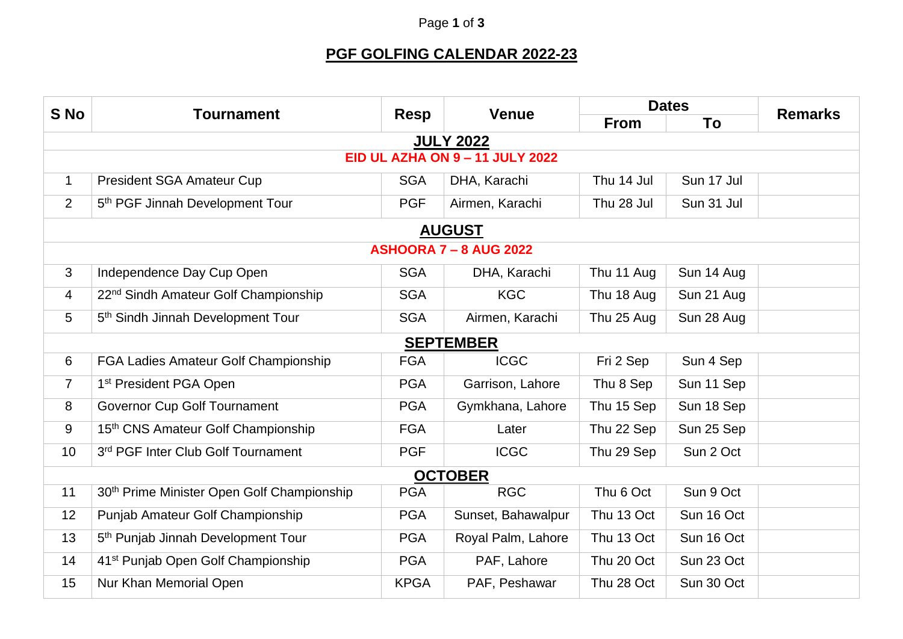## PGF GOLFING CALENDAR 2022-23

| S No | Tournament | Resp | Venue | Dates | | Remarks |
|---|---|---|---|---|---|---|
| | | | | From | To | |
| **JULY 2022** | | | | | | |
| **EID UL AZHA ON 9 – 11 JULY 2022** | | | | | | |
| 1 | President SGA Amateur Cup | SGA | DHA, Karachi | Thu 14 Jul | Sun 17 Jul | |
| 2 | 5th PGF Jinnah Development Tour | PGF | Airmen, Karachi | Thu 28 Jul | Sun 31 Jul | |
| **AUGUST** | | | | | | |
| **ASHOORA 7 – 8 AUG 2022** | | | | | | |
| 3 | Independence Day Cup Open | SGA | DHA, Karachi | Thu 11 Aug | Sun 14 Aug | |
| 4 | 22nd Sindh Amateur Golf Championship | SGA | KGC | Thu 18 Aug | Sun 21 Aug | |
| 5 | 5th Sindh Jinnah Development Tour | SGA | Airmen, Karachi | Thu 25 Aug | Sun 28 Aug | |
| **SEPTEMBER** | | | | | | |
| 6 | FGA Ladies Amateur Golf Championship | FGA | ICGC | Fri 2 Sep | Sun 4 Sep | |
| 7 | 1st President PGA Open | PGA | Garrison, Lahore | Thu 8 Sep | Sun 11 Sep | |
| 8 | Governor Cup Golf Tournament | PGA | Gymkhana, Lahore | Thu 15 Sep | Sun 18 Sep | |
| 9 | 15th CNS Amateur Golf Championship | FGA | Later | Thu 22 Sep | Sun 25 Sep | |
| 10 | 3rd PGF Inter Club Golf Tournament | PGF | ICGC | Thu 29 Sep | Sun 2 Oct | |
| **OCTOBER** | | | | | | |
| 11 | 30th Prime Minister Open Golf Championship | PGA | RGC | Thu 6 Oct | Sun 9 Oct | |
| 12 | Punjab Amateur Golf Championship | PGA | Sunset, Bahawalpur | Thu 13 Oct | Sun 16 Oct | |
| 13 | 5th Punjab Jinnah Development Tour | PGA | Royal Palm, Lahore | Thu 13 Oct | Sun 16 Oct | |
| 14 | 41st Punjab Open Golf Championship | PGA | PAF, Lahore | Thu 20 Oct | Sun 23 Oct | |
| 15 | Nur Khan Memorial Open | KPGA | PAF, Peshawar | Thu 28 Oct | Sun 30 Oct | |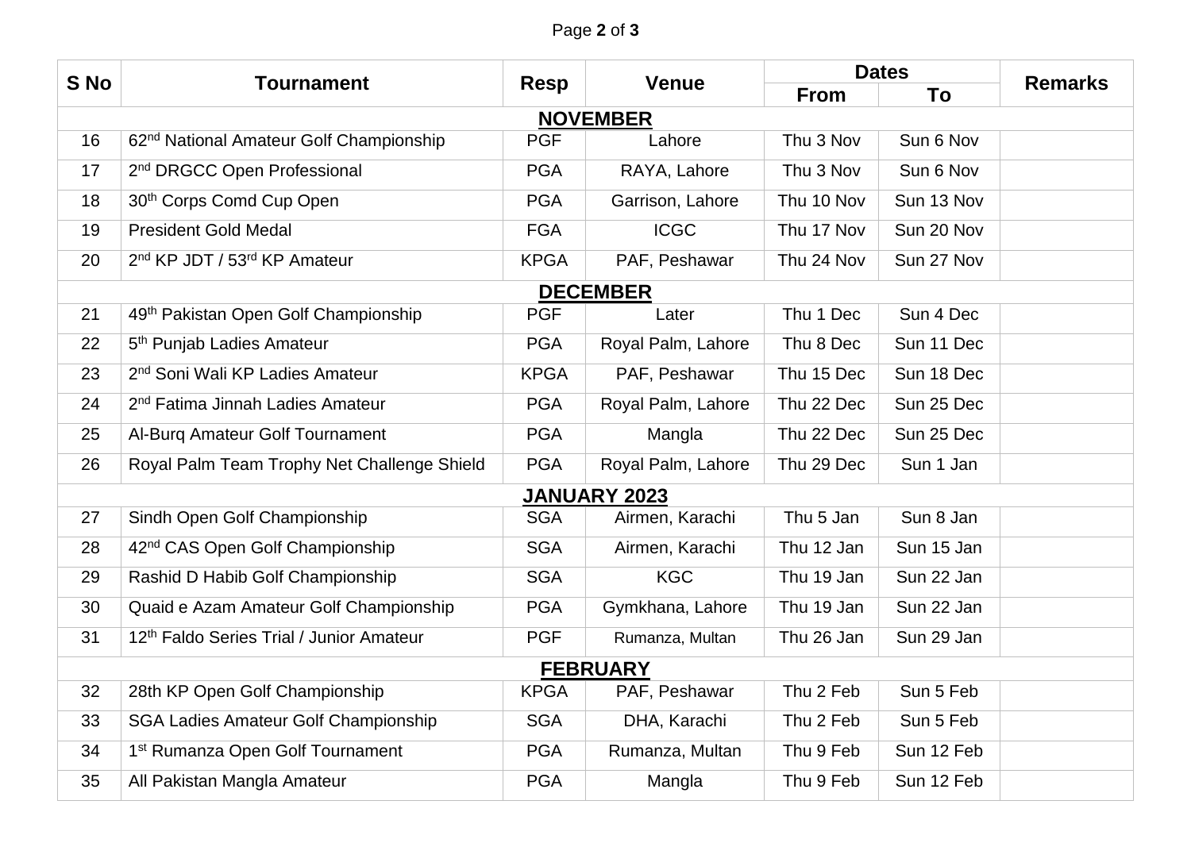| S No | Tournament | Resp | Venue | Dates | | Remarks |
|---|---|---|---|---|---|---|
| | | | | From | To | |
| | | | **NOVEMBER** | | | |
| 16 | 62nd National Amateur Golf Championship | PGF | Lahore | Thu 3 Nov | Sun 6 Nov | |
| 17 | 2nd DRGCC Open Professional | PGA | RAYA, Lahore | Thu 3 Nov | Sun 6 Nov | |
| 18 | 30th Corps Comd Cup Open | PGA | Garrison, Lahore | Thu 10 Nov | Sun 13 Nov | |
| 19 | President Gold Medal | FGA | ICGC | Thu 17 Nov | Sun 20 Nov | |
| 20 | 2nd KP JDT / 53rd KP Amateur | KPGA | PAF, Peshawar | Thu 24 Nov | Sun 27 Nov | |
| | | | **DECEMBER** | | | |
| 21 | 49th Pakistan Open Golf Championship | PGF | Later | Thu 1 Dec | Sun 4 Dec | |
| 22 | 5th Punjab Ladies Amateur | PGA | Royal Palm, Lahore | Thu 8 Dec | Sun 11 Dec | |
| 23 | 2nd Soni Wali KP Ladies Amateur | KPGA | PAF, Peshawar | Thu 15 Dec | Sun 18 Dec | |
| 24 | 2nd Fatima Jinnah Ladies Amateur | PGA | Royal Palm, Lahore | Thu 22 Dec | Sun 25 Dec | |
| 25 | Al-Burq Amateur Golf Tournament | PGA | Mangla | Thu 22 Dec | Sun 25 Dec | |
| 26 | Royal Palm Team Trophy Net Challenge Shield | PGA | Royal Palm, Lahore | Thu 29 Dec | Sun 1 Jan | |
| | | | **JANUARY 2023** | | | |
| 27 | Sindh Open Golf Championship | SGA | Airmen, Karachi | Thu 5 Jan | Sun 8 Jan | |
| 28 | 42nd CAS Open Golf Championship | SGA | Airmen, Karachi | Thu 12 Jan | Sun 15 Jan | |
| 29 | Rashid D Habib Golf Championship | SGA | KGC | Thu 19 Jan | Sun 22 Jan | |
| 30 | Quaid e Azam Amateur Golf Championship | PGA | Gymkhana, Lahore | Thu 19 Jan | Sun 22 Jan | |
| 31 | 12th Faldo Series Trial / Junior Amateur | PGF | Rumanza, Multan | Thu 26 Jan | Sun 29 Jan | |
| | | | **FEBRUARY** | | | |
| 32 | 28th KP Open Golf Championship | KPGA | PAF, Peshawar | Thu 2 Feb | Sun 5 Feb | |
| 33 | SGA Ladies Amateur Golf Championship | SGA | DHA, Karachi | Thu 2 Feb | Sun 5 Feb | |
| 34 | 1st Rumanza Open Golf Tournament | PGA | Rumanza, Multan | Thu 9 Feb | Sun 12 Feb | |
| 35 | All Pakistan Mangla Amateur | PGA | Mangla | Thu 9 Feb | Sun 12 Feb | |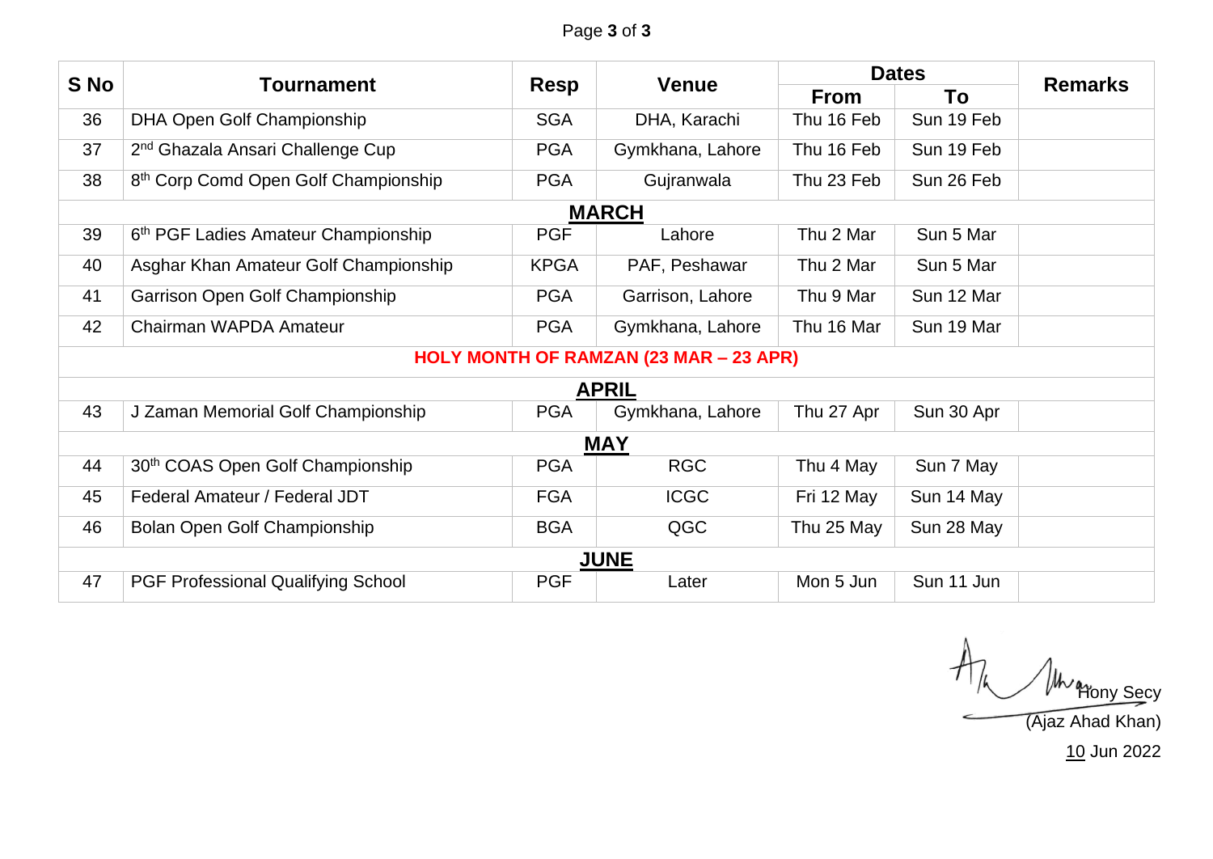| S No | Tournament | Resp | Venue | Dates | | Remarks |
|---|---|---|---|---|---|---|
| | | | | From | To | |
| 36 | DHA Open Golf Championship | SGA | DHA, Karachi | Thu 16 Feb | Sun 19 Feb | |
| 37 | 2nd Ghazala Ansari Challenge Cup | PGA | Gymkhana, Lahore | Thu 16 Feb | Sun 19 Feb | |
| 38 | 8th Corp Comd Open Golf Championship | PGA | Gujranwala | Thu 23 Feb | Sun 26 Feb | |
| | | | **MARCH** | | | |
| 39 | 6th PGF Ladies Amateur Championship | PGF | Lahore | Thu 2 Mar | Sun 5 Mar | |
| 40 | Asghar Khan Amateur Golf Championship | KPGA | PAF, Peshawar | Thu 2 Mar | Sun 5 Mar | |
| 41 | Garrison Open Golf Championship | PGA | Garrison, Lahore | Thu 9 Mar | Sun 12 Mar | |
| 42 | Chairman WAPDA Amateur | PGA | Gymkhana, Lahore | Thu 16 Mar | Sun 19 Mar | |
| | | | **HOLY MONTH OF RAMZAN (23 MAR – 23 APR)** | | | |
| | | | **APRIL** | | | |
| 43 | J Zaman Memorial Golf Championship | PGA | Gymkhana, Lahore | Thu 27 Apr | Sun 30 Apr | |
| | | | **MAY** | | | |
| 44 | 30th COAS Open Golf Championship | PGA | RGC | Thu 4 May | Sun 7 May | |
| 45 | Federal Amateur / Federal JDT | FGA | ICGC | Fri 12 May | Sun 14 May | |
| 46 | Bolan Open Golf Championship | BGA | QGC | Thu 25 May | Sun 28 May | |
| | | | **JUNE** | | | |
| 47 | PGF Professional Qualifying School | PGF | Later | Mon 5 Jun | Sun 11 Jun | |

Hony Secy
(Ajaz Ahad Khan)
10 Jun 2022